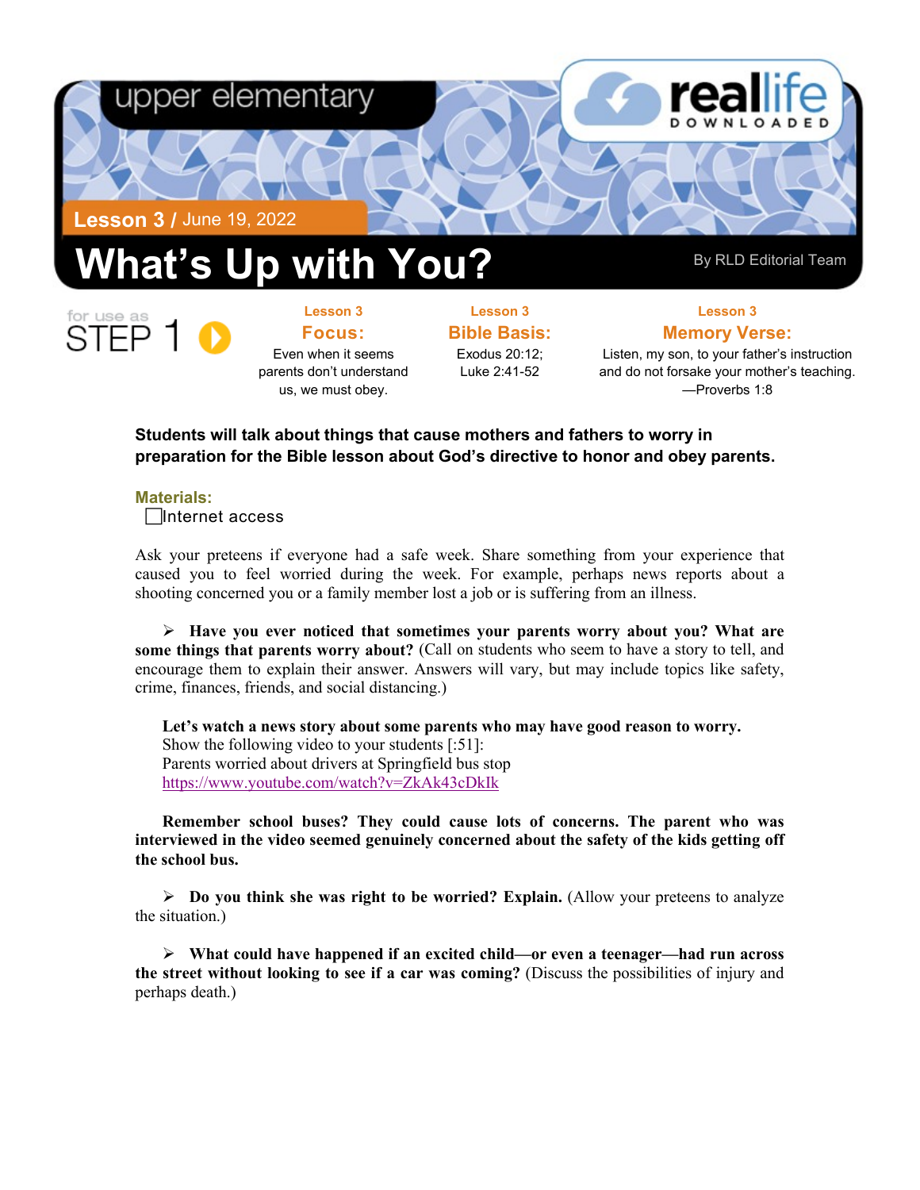upper elementary

reallife DOWNLOADED

**Lesson 3** / June 19, 2022

# What's Up with You?

By RLD Editorial Team

for use as STEP 1

**Lesson 3**
**Focus:**
Even when it seems parents don't understand us, we must obey.

**Lesson 3**
**Bible Basis:**
Exodus 20:12; Luke 2:41-52

**Lesson 3**
**Memory Verse:**
Listen, my son, to your father's instruction and do not forsake your mother's teaching.
—Proverbs 1:8

**Students will talk about things that cause mothers and fathers to worry in preparation for the Bible lesson about God's directive to honor and obey parents.**

**Materials:**

- [ ] Internet access

Ask your preteens if everyone had a safe week. Share something from your experience that caused you to feel worried during the week. For example, perhaps news reports about a shooting concerned you or a family member lost a job or is suffering from an illness.

➢ **Have you ever noticed that sometimes your parents worry about you? What are some things that parents worry about?** (Call on students who seem to have a story to tell, and encourage them to explain their answer. Answers will vary, but may include topics like safety, crime, finances, friends, and social distancing.)

**Let's watch a news story about some parents who may have good reason to worry.**
Show the following video to your students [:51]:
Parents worried about drivers at Springfield bus stop
https://www.youtube.com/watch?v=ZkAk43cDkIk

**Remember school buses? They could cause lots of concerns. The parent who was interviewed in the video seemed genuinely concerned about the safety of the kids getting off the school bus.**

➢ **Do you think she was right to be worried? Explain.** (Allow your preteens to analyze the situation.)

➢ **What could have happened if an excited child—or even a teenager—had run across the street without looking to see if a car was coming?** (Discuss the possibilities of injury and perhaps death.)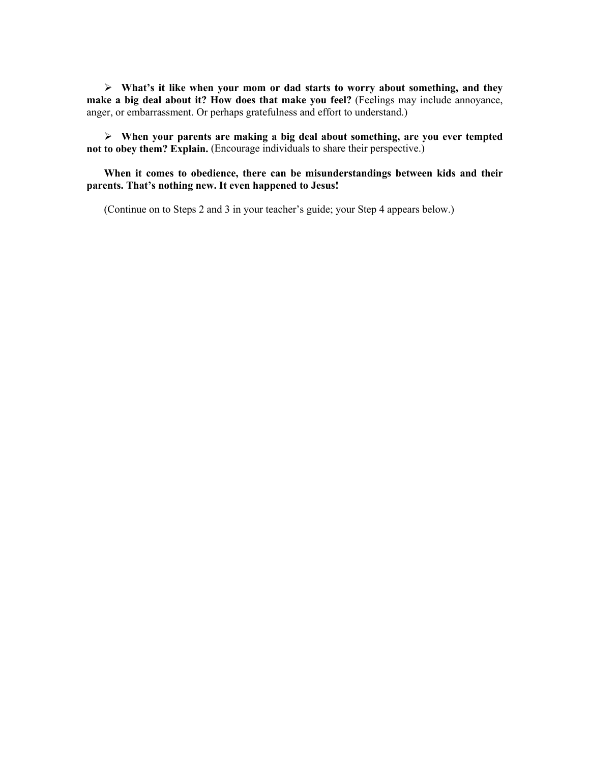- **What's it like when your mom or dad starts to worry about something, and they make a big deal about it? How does that make you feel?** (Feelings may include annoyance, anger, or embarrassment. Or perhaps gratefulness and effort to understand.)

- **When your parents are making a big deal about something, are you ever tempted not to obey them? Explain.** (Encourage individuals to share their perspective.)

**When it comes to obedience, there can be misunderstandings between kids and their parents. That's nothing new. It even happened to Jesus!**

(Continue on to Steps 2 and 3 in your teacher's guide; your Step 4 appears below.)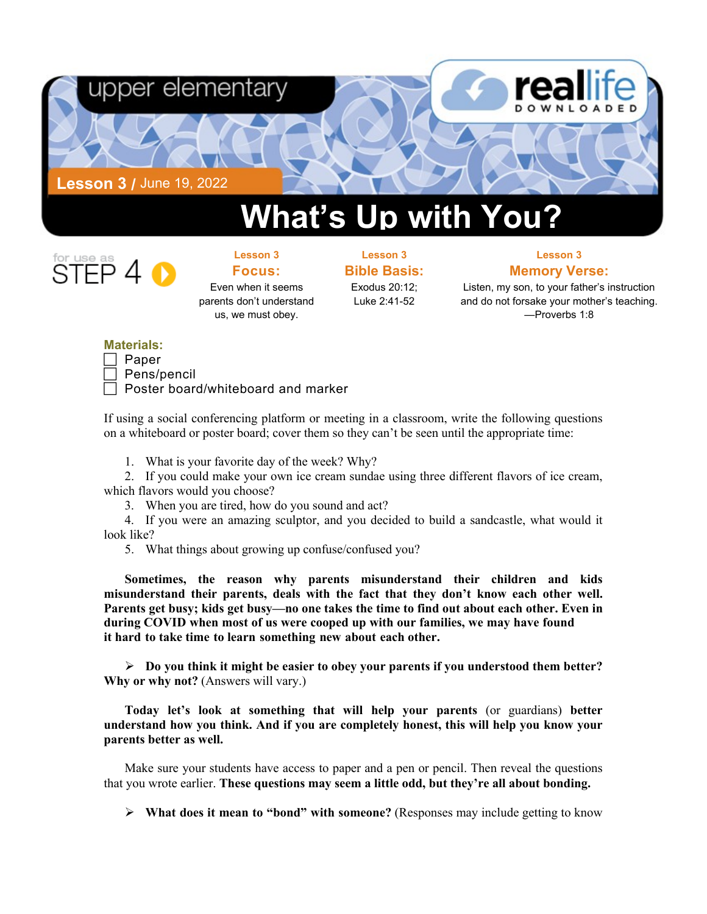upper elementary

**reallife** DOWNLOADED

**Lesson 3** / June 19, 2022

# What's Up with You?

for use as STEP 4

**Lesson 3**
**Focus:**
Even when it seems parents don't understand us, we must obey.

**Lesson 3**
**Bible Basis:**
Exodus 20:12; Luke 2:41-52

**Lesson 3**
**Memory Verse:**
Listen, my son, to your father's instruction and do not forsake your mother's teaching.
—Proverbs 1:8

**Materials:**

- ☐ Paper
- ☐ Pens/pencil
- ☐ Poster board/whiteboard and marker

If using a social conferencing platform or meeting in a classroom, write the following questions on a whiteboard or poster board; cover them so they can't be seen until the appropriate time:

1. What is your favorite day of the week? Why?
2. If you could make your own ice cream sundae using three different flavors of ice cream, which flavors would you choose?
3. When you are tired, how do you sound and act?
4. If you were an amazing sculptor, and you decided to build a sandcastle, what would it look like?
5. What things about growing up confuse/confused you?

**Sometimes, the reason why parents misunderstand their children and kids misunderstand their parents, deals with the fact that they don't know each other well. Parents get busy; kids get busy—no one takes the time to find out about each other. Even in during COVID when most of us were cooped up with our families, we may have found it hard to take time to learn something new about each other.**

➢ **Do you think it might be easier to obey your parents if you understood them better? Why or why not?** (Answers will vary.)

**Today let's look at something that will help your parents** (or guardians) **better understand how you think. And if you are completely honest, this will help you know your parents better as well.**

Make sure your students have access to paper and a pen or pencil. Then reveal the questions that you wrote earlier. **These questions may seem a little odd, but they're all about bonding.**

➢ **What does it mean to "bond" with someone?** (Responses may include getting to know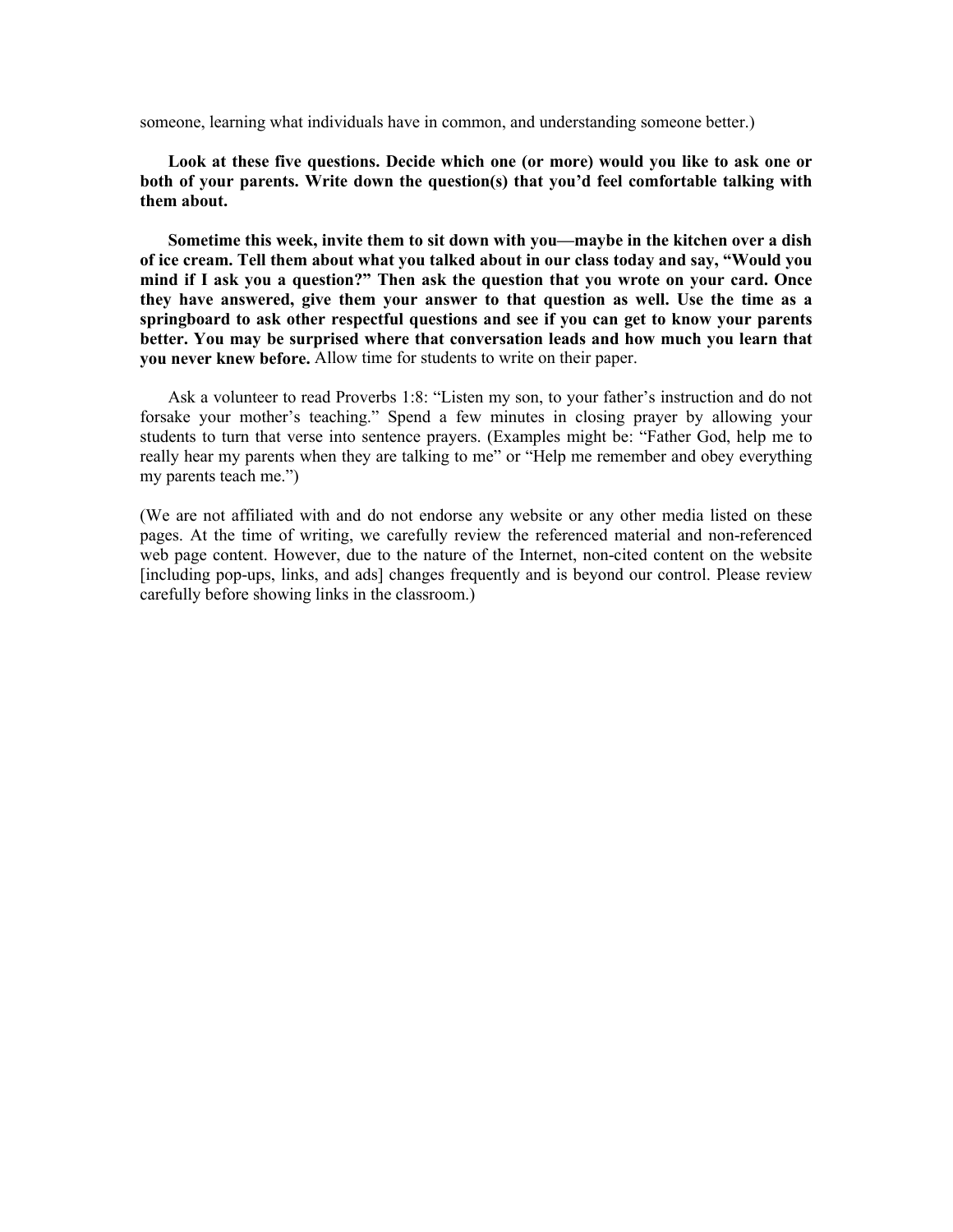someone, learning what individuals have in common, and understanding someone better.)

**Look at these five questions. Decide which one (or more) would you like to ask one or both of your parents. Write down the question(s) that you'd feel comfortable talking with them about.**

**Sometime this week, invite them to sit down with you—maybe in the kitchen over a dish of ice cream. Tell them about what you talked about in our class today and say, "Would you mind if I ask you a question?" Then ask the question that you wrote on your card. Once they have answered, give them your answer to that question as well. Use the time as a springboard to ask other respectful questions and see if you can get to know your parents better. You may be surprised where that conversation leads and how much you learn that you never knew before.** Allow time for students to write on their paper.

Ask a volunteer to read Proverbs 1:8: "Listen my son, to your father's instruction and do not forsake your mother's teaching." Spend a few minutes in closing prayer by allowing your students to turn that verse into sentence prayers. (Examples might be: "Father God, help me to really hear my parents when they are talking to me" or "Help me remember and obey everything my parents teach me.")

(We are not affiliated with and do not endorse any website or any other media listed on these pages. At the time of writing, we carefully review the referenced material and non-referenced web page content. However, due to the nature of the Internet, non-cited content on the website [including pop-ups, links, and ads] changes frequently and is beyond our control. Please review carefully before showing links in the classroom.)